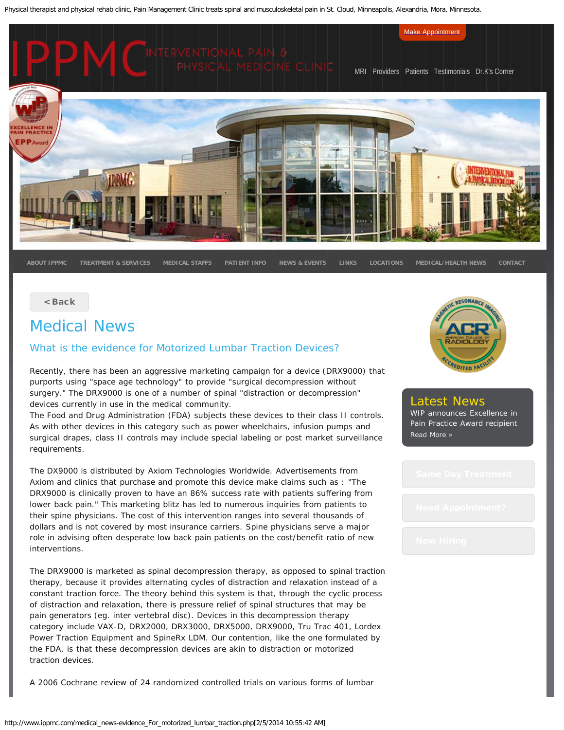Physical therapist and physical rehab clinic, Pain Management Clinic treats spinal and musculoskeletal pain in St. Cloud, Minneapolis, Alexandria, Mora, Minnesota.

Make Appointment

# IPPMC INTERVENTIONAL PAIN & PHYSICAL MEDICINE CLINIC

MRI | Providers | Patients | Testimonials | Dr.K's Corner

ABOUT IPPMC | TREATMENT & SERVICES | MEDICAL STAFFS | PATIENT INFO | NEWS & EVENTS | LINKS | LOCATIONS | MEDICAL/HEALTH NEWS | CONTACT

< Back

## Medical News

### What is the evidence for Motorized Lumbar Traction Devices?

Recently, there has been an aggressive marketing campaign for a device (DRX9000) that purports using "space age technology" to provide "surgical decompression without surgery." The DRX9000 is one of a number of spinal "distraction or decompression" devices currently in use in the medical community.
The Food and Drug Administration (FDA) subjects these devices to their class II controls. As with other devices in this category such as power wheelchairs, infusion pumps and surgical drapes, class II controls may include special labeling or post market surveillance requirements.

The DX9000 is distributed by Axiom Technologies Worldwide. Advertisements from Axiom and clinics that purchase and promote this device make claims such as : "The DRX9000 is clinically proven to have an 86% success rate with patients suffering from lower back pain." This marketing blitz has led to numerous inquiries from patients to their spine physicians. The cost of this intervention ranges into several thousands of dollars and is not covered by most insurance carriers. Spine physicians serve a major role in advising often desperate low back pain patients on the cost/benefit ratio of new interventions.

The DRX9000 is marketed as spinal decompression therapy, as opposed to spinal traction therapy, because it provides alternating cycles of distraction and relaxation instead of a constant traction force. The theory behind this system is that, through the cyclic process of distraction and relaxation, there is pressure relief of spinal structures that may be pain generators (eg. inter vertebral disc). Devices in this decompression therapy category include VAX-D, DRX2000, DRX3000, DRX5000, DRX9000, Tru Trac 401, Lordex Power Traction Equipment and SpineRx LDM. Our contention, like the one formulated by the FDA, is that these decompression devices are akin to distraction or motorized traction devices.

A 2006 Cochrane review of 24 randomized controlled trials on various forms of lumbar

**Latest News**
WIP announces Excellence in Pain Practice Award recipient
Read More »

Same Day Treatment

Need Appointment?

Now Hiring

http://www.ippmc.com/medical_news-evidence_For_motorized_lumbar_traction.php[2/5/2014 10:55:42 AM]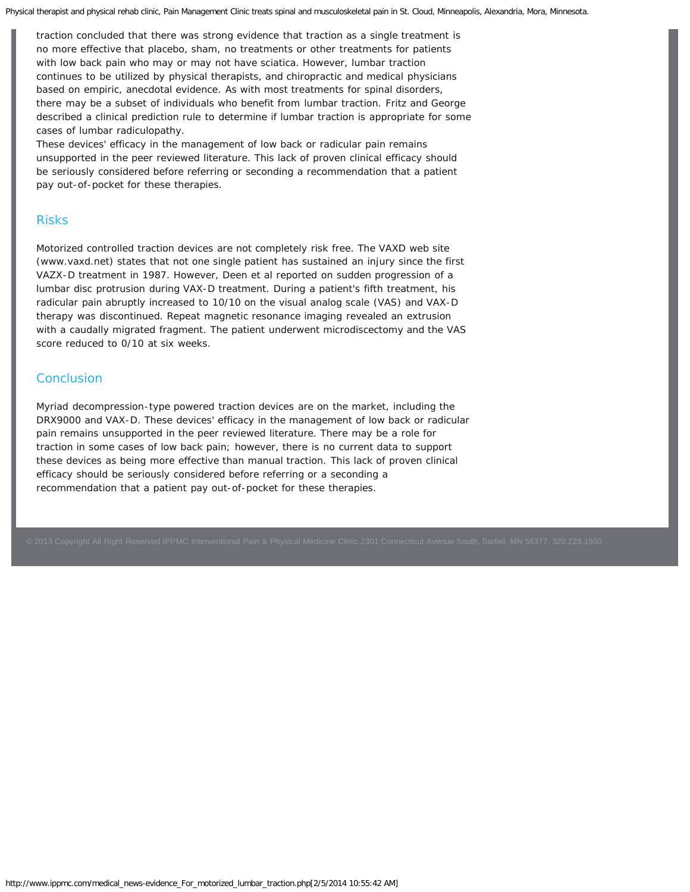traction concluded that there was strong evidence that traction as a single treatment is no more effective that placebo, sham, no treatments or other treatments for patients with low back pain who may or may not have sciatica. However, lumbar traction continues to be utilized by physical therapists, and chiropractic and medical physicians based on empiric, anecdotal evidence. As with most treatments for spinal disorders, there may be a subset of individuals who benefit from lumbar traction. Fritz and George described a clinical prediction rule to determine if lumbar traction is appropriate for some cases of lumbar radiculopathy.

These devices' efficacy in the management of low back or radicular pain remains unsupported in the peer reviewed literature. This lack of proven clinical efficacy should be seriously considered before referring or seconding a recommendation that a patient pay out-of-pocket for these therapies.

## Risks

Motorized controlled traction devices are not completely risk free. The VAXD web site (www.vaxd.net) states that not one single patient has sustained an injury since the first VAZX-D treatment in 1987. However, Deen et al reported on sudden progression of a lumbar disc protrusion during VAX-D treatment. During a patient's fifth treatment, his radicular pain abruptly increased to 10/10 on the visual analog scale (VAS) and VAX-D therapy was discontinued. Repeat magnetic resonance imaging revealed an extrusion with a caudally migrated fragment. The patient underwent microdiscectomy and the VAS score reduced to 0/10 at six weeks.

## Conclusion

Myriad decompression-type powered traction devices are on the market, including the DRX9000 and VAX-D. These devices' efficacy in the management of low back or radicular pain remains unsupported in the peer reviewed literature. There may be a role for traction in some cases of low back pain; however, there is no current data to support these devices as being more effective than manual traction. This lack of proven clinical efficacy should be seriously considered before referring or a seconding a recommendation that a patient pay out-of-pocket for these therapies.

© 2013 Copyright All Right Reserved IPPMC Interventional Pain & Physical Medicine Clinic 2301 Connecticut Avenue South, Sartell, MN 56377, 320.229.1500